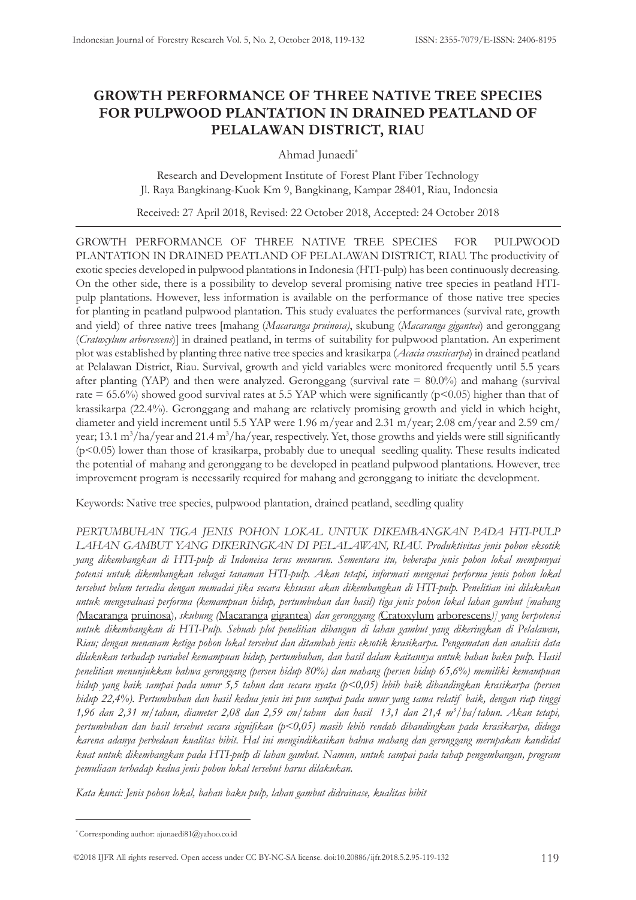# GROWTH PERFORMANCE OF THREE NATIVE TREE SPECIES FOR PULPWOOD PLANTATION IN DRAINED PEATLAND OF PELALAWAN DISTRICT, RIAU

Ahmad Junaedi[*]

Research and Development Institute of Forest Plant Fiber Technology
Jl. Raya Bangkinang-Kuok Km 9, Bangkinang, Kampar 28401, Riau, Indonesia

Received: 27 April 2018, Revised: 22 October 2018, Accepted: 24 October 2018

---

GROWTH PERFORMANCE OF THREE NATIVE TREE SPECIES FOR PULPWOOD PLANTATION IN DRAINED PEATLAND OF PELALAWAN DISTRICT, RIAU. The productivity of exotic species developed in pulpwood plantations in Indonesia (HTI-pulp) has been continuously decreasing. On the other side, there is a possibility to develop several promising native tree species in peatland HTI-pulp plantations. However, less information is available on the performance of those native tree species for planting in peatland pulpwood plantation. This study evaluates the performances (survival rate, growth and yield) of three native trees [mahang (*Macaranga pruinosa*), skubung (*Macaranga gigantea*) and geronggang (*Cratoxylum arborescens*)] in drained peatland, in terms of suitability for pulpwood plantation. An experiment plot was established by planting three native tree species and krasikarpa (*Acacia crassicarpa*) in drained peatland at Pelalawan District, Riau. Survival, growth and yield variables were monitored frequently until 5.5 years after planting (YAP) and then were analyzed. Geronggang (survival rate = 80.0%) and mahang (survival rate = 65.6%) showed good survival rates at 5.5 YAP which were significantly ($p<0.05$) higher than that of krassikarpa (22.4%). Geronggang and mahang are relatively promising growth and yield in which height, diameter and yield increment until 5.5 YAP were 1.96 m/year and 2.31 m/year; 2.08 cm/year and 2.59 cm/year; 13.1 $m^3$/ha/year and 21.4 $m^3$/ha/year, respectively. Yet, those growths and yields were still significantly ($p<0.05$) lower than those of krasikarpa, probably due to unequal seedling quality. These results indicated the potential of mahang and geronggang to be developed in peatland pulpwood plantations. However, tree improvement program is necessarily required for mahang and geronggang to initiate the development.

Keywords: Native tree species, pulpwood plantation, drained peatland, seedling quality

*PERTUMBUHAN TIGA JENIS POHON LOKAL UNTUK DIKEMBANGKAN PADA HTI-PULP LAHAN GAMBUT YANG DIKERINGKAN DI PELALAWAN, RIAU. Produktivitas jenis pohon eksotik yang dikembangkan di HTI-pulp di Indoneisa terus menurun. Sementara itu, beberapa jenis pohon lokal mempunyai potensi untuk dikembangkan sebagai tanaman HTI-pulp. Akan tetapi, informasi mengenai performa jenis pohon lokal tersebut belum tersedia dengan memadai jika secara khsusus akan dikembangkan di HTI-pulp. Penelitian ini dilakukan untuk mengevaluasi performa (kemampuan hidup, pertumbuhan dan hasil) tiga jenis pohon lokal lahan gambut [mahang (*Macaranga pruinosa*), skubung (*Macaranga gigantea*) dan geronggang (*Cratoxylum arborescens*)] yang berpotensi untuk dikembangkan di HTI-Pulp. Sebuah plot penelitian dibangun di lahan gambut yang dikeringkan di Pelalawan, Riau; dengan menanam ketiga pohon lokal tersebut dan ditambah jenis eksotik krasikarpa. Pengamatan dan analisis data dilakukan terhadap variabel kemampuan hidup, pertumbuhan, dan hasil dalam kaitannya untuk bahan baku pulp. Hasil penelitian menunjukkan bahwa geronggang (persen hidup 80%) dan mahang (persen hidup 65,6%) memiliki kemampuan hidup yang baik sampai pada umur 5,5 tahun dan secara nyata ($p<0,05$) lebih baik dibandingkan krasikarpa (persen hidup 22,4%). Pertumbuhan dan hasil kedua jenis ini pun sampai pada umur yang sama relatif baik, dengan riap tinggi 1,96 dan 2,31 m/tahun, diameter 2,08 dan 2,59 cm/tahun dan hasil 13,1 dan 21,4 $m^3$/ha/tahun. Akan tetapi, pertumbuhan dan hasil tersebut secara signifikan ($p<0,05$) masih lebih rendah dibandingkan pada krasikarpa, diduga karena adanya perbedaan kualitas bibit. Hal ini mengindikasikan bahwa mahang dan geronggang merupakan kandidat kuat untuk dikembangkan pada HTI-pulp di lahan gambut. Namun, untuk sampai pada tahap pengembangan, program pemuliaan terhadap kedua jenis pohon lokal tersebut harus dilakukan.*

*Kata kunci: Jenis pohon lokal, bahan baku pulp, lahan gambut didrainase, kualitas bibit*

---

[*] Corresponding author: ajunaedi81@yahoo.co.id

©2018 IJFR All rights reserved. Open access under CC BY-NC-SA license. doi:10.20886/ijfr.2018.5.2.95-119-132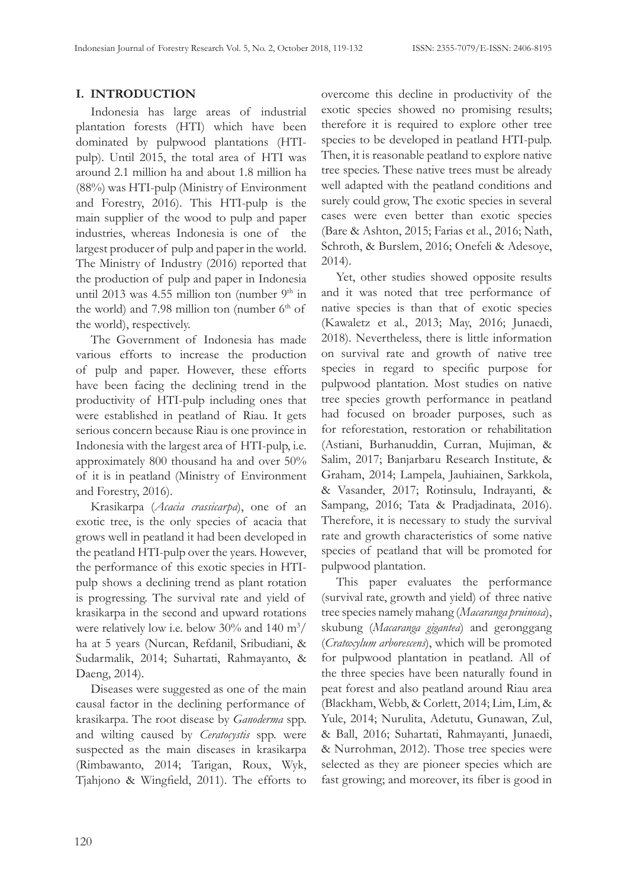## I. INTRODUCTION

Indonesia has large areas of industrial plantation forests (HTI) which have been dominated by pulpwood plantations (HTI-pulp). Until 2015, the total area of HTI was around 2.1 million ha and about 1.8 million ha (88%) was HTI-pulp (Ministry of Environment and Forestry, 2016). This HTI-pulp is the main supplier of the wood to pulp and paper industries, whereas Indonesia is one of the largest producer of pulp and paper in the world. The Ministry of Industry (2016) reported that the production of pulp and paper in Indonesia until 2013 was 4.55 million ton (number 9[th] in the world) and 7.98 million ton (number 6[th] of the world), respectively.

The Government of Indonesia has made various efforts to increase the production of pulp and paper. However, these efforts have been facing the declining trend in the productivity of HTI-pulp including ones that were established in peatland of Riau. It gets serious concern because Riau is one province in Indonesia with the largest area of HTI-pulp, i.e. approximately 800 thousand ha and over 50% of it is in peatland (Ministry of Environment and Forestry, 2016).

Krasikarpa (*Acacia crassicarpa*), one of an exotic tree, is the only species of acacia that grows well in peatland it had been developed in the peatland HTI-pulp over the years. However, the performance of this exotic species in HTI-pulp shows a declining trend as plant rotation is progressing. The survival rate and yield of krasikarpa in the second and upward rotations were relatively low i.e. below 30% and 140 $m^3$/ha at 5 years (Nurcan, Refdanil, Sribudiani, & Sudarmalik, 2014; Suhartati, Rahmayanto, & Daeng, 2014).

Diseases were suggested as one of the main causal factor in the declining performance of krasikarpa. The root disease by *Ganoderma* spp. and wilting caused by *Ceratocystis* spp. were suspected as the main diseases in krasikarpa (Rimbawanto, 2014; Tarigan, Roux, Wyk, Tjahjono & Wingfield, 2011). The efforts to overcome this decline in productivity of the exotic species showed no promising results; therefore it is required to explore other tree species to be developed in peatland HTI-pulp. Then, it is reasonable peatland to explore native tree species. These native trees must be already well adapted with the peatland conditions and surely could grow, The exotic species in several cases were even better than exotic species (Bare & Ashton, 2015; Farias et al., 2016; Nath, Schroth, & Burslem, 2016; Onefeli & Adesoye, 2014).

Yet, other studies showed opposite results and it was noted that tree performance of native species is than that of exotic species (Kawaletz et al., 2013; May, 2016; Junaedi, 2018). Nevertheless, there is little information on survival rate and growth of native tree species in regard to specific purpose for pulpwood plantation. Most studies on native tree species growth performance in peatland had focused on broader purposes, such as for reforestation, restoration or rehabilitation (Astiani, Burhanuddin, Curran, Mujiman, & Salim, 2017; Banjarbaru Research Institute, & Graham, 2014; Lampela, Jauhiainen, Sarkkola, & Vasander, 2017; Rotinsulu, Indrayanti, & Sampang, 2016; Tata & Pradjadinata, 2016). Therefore, it is necessary to study the survival rate and growth characteristics of some native species of peatland that will be promoted for pulpwood plantation.

This paper evaluates the performance (survival rate, growth and yield) of three native tree species namely mahang (*Macaranga pruinosa*), skubung (*Macaranga gigantea*) and geronggang (*Cratoxylum arborescens*), which will be promoted for pulpwood plantation in peatland. All of the three species have been naturally found in peat forest and also peatland around Riau area (Blackham, Webb, & Corlett, 2014; Lim, Lim, & Yule, 2014; Nurulita, Adetutu, Gunawan, Zul, & Ball, 2016; Suhartati, Rahmayanti, Junaedi, & Nurrohman, 2012). Those tree species were selected as they are pioneer species which are fast growing; and moreover, its fiber is good in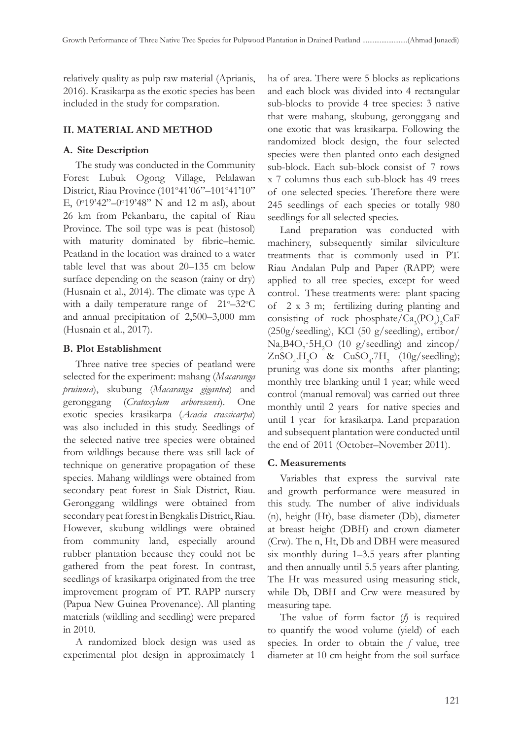relatively quality as pulp raw material (Aprianis, 2016). Krasikarpa as the exotic species has been included in the study for comparation.

## II. MATERIAL AND METHOD

### A. Site Description

The study was conducted in the Community Forest Lubuk Ogong Village, Pelalawan District, Riau Province (101°41'06"–101°41'10" E, 0°19'42"–0°19'48" N and 12 m asl), about 26 km from Pekanbaru, the capital of Riau Province. The soil type was is peat (histosol) with maturity dominated by fibric–hemic. Peatland in the location was drained to a water table level that was about 20–135 cm below surface depending on the season (rainy or dry) (Husnain et al., 2014). The climate was type A with a daily temperature range of 21°–32°C and annual precipitation of 2,500–3,000 mm (Husnain et al., 2017).

### B. Plot Establishment

Three native tree species of peatland were selected for the experiment: mahang (*Macaranga pruinosa*), skubung (*Macaranga gigantea*) and geronggang (*Cratoxylum arborescens*). One exotic species krasikarpa (*Acacia crassicarpa*) was also included in this study. Seedlings of the selected native tree species were obtained from wildlings because there was still lack of technique on generative propagation of these species. Mahang wildlings were obtained from secondary peat forest in Siak District, Riau. Geronggang wildlings were obtained from secondary peat forest in Bengkalis District, Riau. However, skubung wildlings were obtained from community land, especially around rubber plantation because they could not be gathered from the peat forest. In contrast, seedlings of krasikarpa originated from the tree improvement program of PT. RAPP nursery (Papua New Guinea Provenance). All planting materials (wildling and seedling) were prepared in 2010.

A randomized block design was used as experimental plot design in approximately 1 ha of area. There were 5 blocks as replications and each block was divided into 4 rectangular sub-blocks to provide 4 tree species: 3 native that were mahang, skubung, geronggang and one exotic that was krasikarpa. Following the randomized block design, the four selected species were then planted onto each designed sub-block. Each sub-block consist of 7 rows x 7 columns thus each sub-block has 49 trees of one selected species. Therefore there were 245 seedlings of each species or totally 980 seedlings for all selected species.

Land preparation was conducted with machinery, subsequently similar silviculture treatments that is commonly used in PT. Riau Andalan Pulp and Paper (RAPP) were applied to all tree species, except for weed control. These treatments were: plant spacing of 2 x 3 m; fertilizing during planting and consisting of rock phosphate/$Ca_3(PO_4)_2CaF$ (250g/seedling), KCl (50 g/seedling), ertibor/$Na_2B4O_7 \cdot 5H_2O$ (10 g/seedling) and zincop/$ZnSO_4.H_2O$ & $CuSO_4.7H_2$ (10g/seedling); pruning was done six months after planting; monthly tree blanking until 1 year; while weed control (manual removal) was carried out three monthly until 2 years for native species and until 1 year for krasikarpa. Land preparation and subsequent plantation were conducted until the end of 2011 (October–November 2011).

### C. Measurements

Variables that express the survival rate and growth performance were measured in this study. The number of alive individuals (n), height (Ht), base diameter (Db), diameter at breast height (DBH) and crown diameter (Crw). The n, Ht, Db and DBH were measured six monthly during 1–3.5 years after planting and then annually until 5.5 years after planting. The Ht was measured using measuring stick, while Db, DBH and Crw were measured by measuring tape.

The value of form factor (*f*) is required to quantify the wood volume (yield) of each species. In order to obtain the *f* value, tree diameter at 10 cm height from the soil surface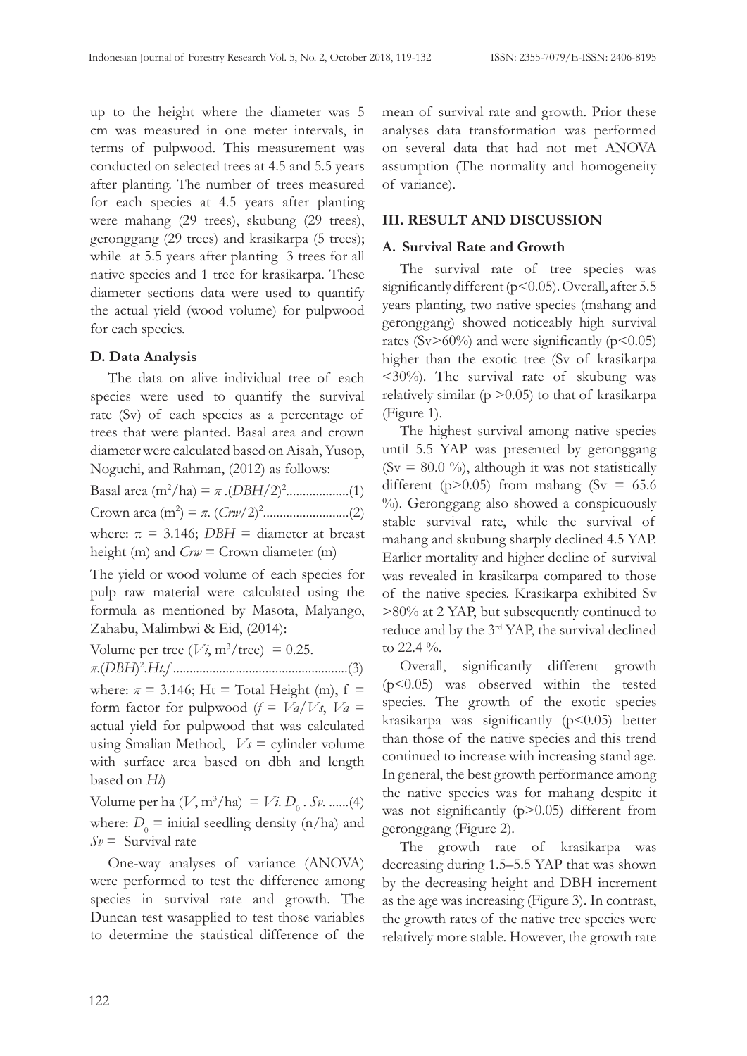up to the height where the diameter was 5 cm was measured in one meter intervals, in terms of pulpwood. This measurement was conducted on selected trees at 4.5 and 5.5 years after planting. The number of trees measured for each species at 4.5 years after planting were mahang (29 trees), skubung (29 trees), geronggang (29 trees) and krasikarpa (5 trees); while at 5.5 years after planting 3 trees for all native species and 1 tree for krasikarpa. These diameter sections data were used to quantify the actual yield (wood volume) for pulpwood for each species.

### D. Data Analysis

The data on alive individual tree of each species were used to quantify the survival rate (Sv) of each species as a percentage of trees that were planted. Basal area and crown diameter were calculated based on Aisah, Yusop, Noguchi, and Rahman, (2012) as follows:

Basal area ($m^2/ha$) = $\pi .(DBH/2)^2$...................(1)

Crown area ($m^2$) = $\pi . (Crw/2)^2$..........................(2)

where: $\pi$ = 3.146; *DBH* = diameter at breast height (m) and *Crw* = Crown diameter (m)

The yield or wood volume of each species for pulp raw material were calculated using the formula as mentioned by Masota, Malyango, Zahabu, Malimbwi & Eid, (2014):

Volume per tree ($Vi$, $m^3$/tree) = $0.25.\pi.(DBH)^2.Ht.f$ .....................................................(3)

where: $\pi$ = 3.146; Ht = Total Height (m), f = form factor for pulpwood ($f = Va/Vs$, $Va$ = actual yield for pulpwood that was calculated using Smalian Method, $Vs$ = cylinder volume with surface area based on dbh and length based on *Ht*)

Volume per ha ($V$, $m^3$/ha) = $Vi. D_0 . Sv$. ......(4)

where: $D_0$ = initial seedling density (n/ha) and $Sv$ = Survival rate

One-way analyses of variance (ANOVA) were performed to test the difference among species in survival rate and growth. The Duncan test wasapplied to test those variables to determine the statistical difference of the mean of survival rate and growth. Prior these analyses data transformation was performed on several data that had not met ANOVA assumption (The normality and homogeneity of variance).

## III. RESULT AND DISCUSSION

### A. Survival Rate and Growth

The survival rate of tree species was significantly different ($p<0.05$). Overall, after 5.5 years planting, two native species (mahang and geronggang) showed noticeably high survival rates (Sv>60%) and were significantly ($p<0.05$) higher than the exotic tree (Sv of krasikarpa <30%). The survival rate of skubung was relatively similar ($p >0.05$) to that of krasikarpa (Figure 1).

The highest survival among native species until 5.5 YAP was presented by geronggang (Sv = 80.0 %), although it was not statistically different ($p>0.05$) from mahang (Sv = 65.6 %). Geronggang also showed a conspicuously stable survival rate, while the survival of mahang and skubung sharply declined 4.5 YAP. Earlier mortality and higher decline of survival was revealed in krasikarpa compared to those of the native species. Krasikarpa exhibited Sv >80% at 2 YAP, but subsequently continued to reduce and by the 3rd YAP, the survival declined to 22.4 %.

Overall, significantly different growth ($p<0.05$) was observed within the tested species. The growth of the exotic species krasikarpa was significantly ($p<0.05$) better than those of the native species and this trend continued to increase with increasing stand age. In general, the best growth performance among the native species was for mahang despite it was not significantly ($p>0.05$) different from geronggang (Figure 2).

The growth rate of krasikarpa was decreasing during 1.5–5.5 YAP that was shown by the decreasing height and DBH increment as the age was increasing (Figure 3). In contrast, the growth rates of the native tree species were relatively more stable. However, the growth rate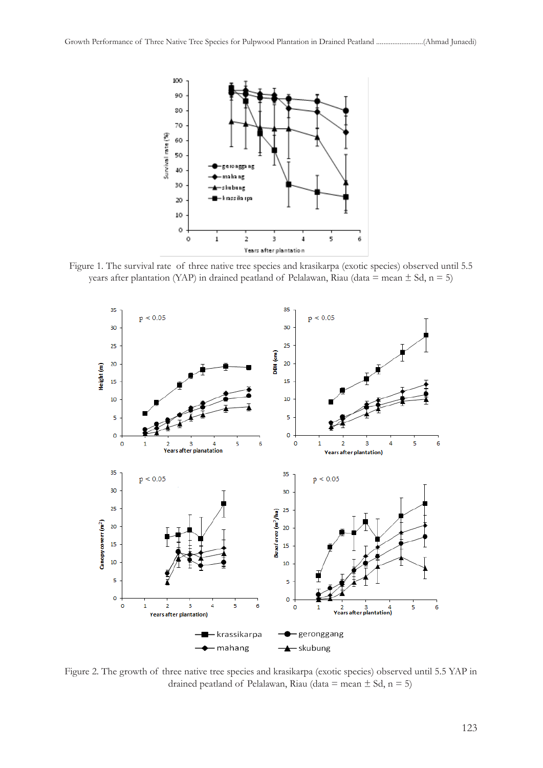Survival rate (%)

100
90
80
70
60
50
40
30
20
10
0

0 1 2 3 4 5 6

Years after plantation

geronggang
mahang
skubung
krassikarpa

Figure 1. The survival rate of three native tree species and krasikarpa (exotic species) observed until 5.5 years after plantation (YAP) in drained peatland of Pelalawan, Riau (data = mean ± Sd, n = 5)

p < 0.05

Height (m)

Years after planatation

p < 0.05

DBH (cm)

Years after plantation)

p < 0.05

Canopy coverr ($m^2$)

Years after plantation)

p < 0.05

Basal area ($m^2$/ha)

Years after plantation)

krassikarpa
geronggang
mahang
skubung

Figure 2. The growth of three native tree species and krasikarpa (exotic species) observed until 5.5 YAP in drained peatland of Pelalawan, Riau (data = mean ± Sd, n = 5)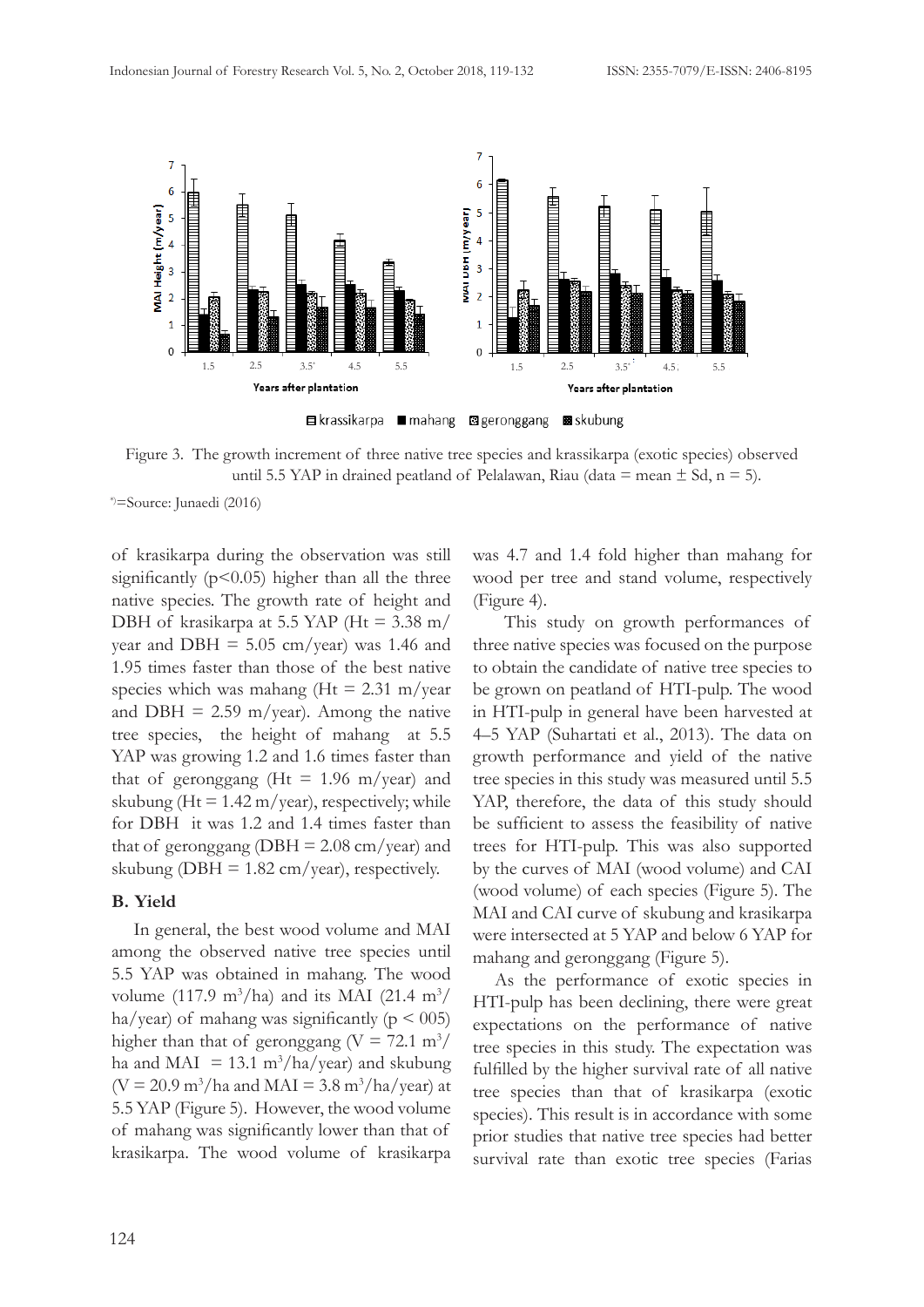MAI Height (m/year)

7
6
5
4
3
2
1
0

1.5 2.5 3.5* 4.5 5.5

Years after plantation

MAI DBH (m/year)

7
6
5
4
3
2
1
0

1.5 2.5 3.5* 4.5 5.5

Years after plantation

krassikarpa mahang geronggang skubung

Figure 3. The growth increment of three native tree species and krassikarpa (exotic species) observed until 5.5 YAP in drained peatland of Pelalawan, Riau (data = mean ± Sd, n = 5).

*)=Source: Junaedi (2016)

of krasikarpa during the observation was still significantly ($p<0.05$) higher than all the three native species. The growth rate of height and DBH of krasikarpa at 5.5 YAP (Ht = 3.38 m/year and DBH = 5.05 cm/year) was 1.46 and 1.95 times faster than those of the best native species which was mahang (Ht = 2.31 m/year and DBH = 2.59 m/year). Among the native tree species, the height of mahang at 5.5 YAP was growing 1.2 and 1.6 times faster than that of geronggang (Ht = 1.96 m/year) and skubung (Ht = 1.42 m/year), respectively; while for DBH it was 1.2 and 1.4 times faster than that of geronggang (DBH = 2.08 cm/year) and skubung (DBH = 1.82 cm/year), respectively.

## B. Yield

In general, the best wood volume and MAI among the observed native tree species until 5.5 YAP was obtained in mahang. The wood volume (117.9 $m^3$/ha) and its MAI (21.4 $m^3$/ha/year) of mahang was significantly ($p < 005$) higher than that of geronggang (V = 72.1 $m^3$/ha and MAI = 13.1 $m^3$/ha/year) and skubung (V = 20.9 $m^3$/ha and MAI = 3.8 $m^3$/ha/year) at 5.5 YAP (Figure 5). However, the wood volume of mahang was significantly lower than that of krasikarpa. The wood volume of krasikarpa was 4.7 and 1.4 fold higher than mahang for wood per tree and stand volume, respectively (Figure 4).

This study on growth performances of three native species was focused on the purpose to obtain the candidate of native tree species to be grown on peatland of HTI-pulp. The wood in HTI-pulp in general have been harvested at 4–5 YAP (Suhartati et al., 2013). The data on growth performance and yield of the native tree species in this study was measured until 5.5 YAP, therefore, the data of this study should be sufficient to assess the feasibility of native trees for HTI-pulp. This was also supported by the curves of MAI (wood volume) and CAI (wood volume) of each species (Figure 5). The MAI and CAI curve of skubung and krasikarpa were intersected at 5 YAP and below 6 YAP for mahang and geronggang (Figure 5).

As the performance of exotic species in HTI-pulp has been declining, there were great expectations on the performance of native tree species in this study. The expectation was fulfilled by the higher survival rate of all native tree species than that of krasikarpa (exotic species). This result is in accordance with some prior studies that native tree species had better survival rate than exotic tree species (Farias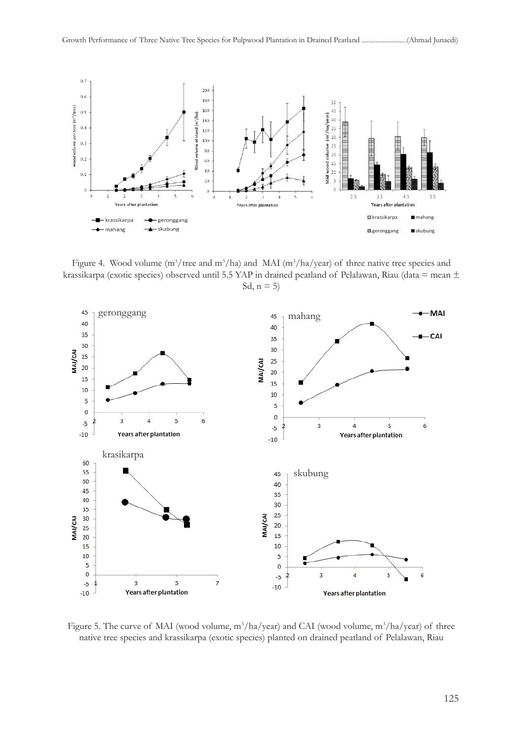0.7
0.6
0.5
0.4
0.3
0.2
0.1
0
wood volume per tree (m³/tree)
0 1 2 3 4 5 6
Years after plantation

200
180
160
140
120
100
80
60
40
20
0
Wood volume of stand (m³/ha)
0 1 2 3 4 5 6
Years after plantation

50
45
40
35
30
25
20
15
10
5
0
MAI wood volume (m³/ha/year)
2.5 3.5 4.5 5.5
Years after plantation

krassikarpa
geronggang
mahang
skubung

krassikarpa
mahang
geronggang
skubung

Figure 4. Wood volume ($m^3$/tree and $m^3$/ha) and MAI ($m^3$/ha/year) of three native tree species and krassikarpa (exotic species) observed until 5.5 YAP in drained peatland of Pelalawan, Riau (data = mean ± Sd, n = 5)

geronggang
45
40
35
30
25
20
15
10
5
0
-5
-10
MAI/CAI
2 3 4 5 6
Years after plantation

mahang
45
40
35
30
25
20
15
10
5
0
-5
-10
MAI/CAI
2 3 4 5 6
Years after plantation
MAI
CAI

krasikarpa
60
55
50
45
40
35
30
25
20
15
10
5
0
-5
-10
MAI/CAI
1 3 5 7
Years after plantation

skubung
45
40
35
30
25
20
15
10
5
0
-5
-10
MAI/CAI
2 3 4 5 6
Years after plantation

Figure 5. The curve of MAI (wood volume, $m^3$/ha/year) and CAI (wood volume, $m^3$/ha/year) of three native tree species and krassikarpa (exotic species) planted on drained peatland of Pelalawan, Riau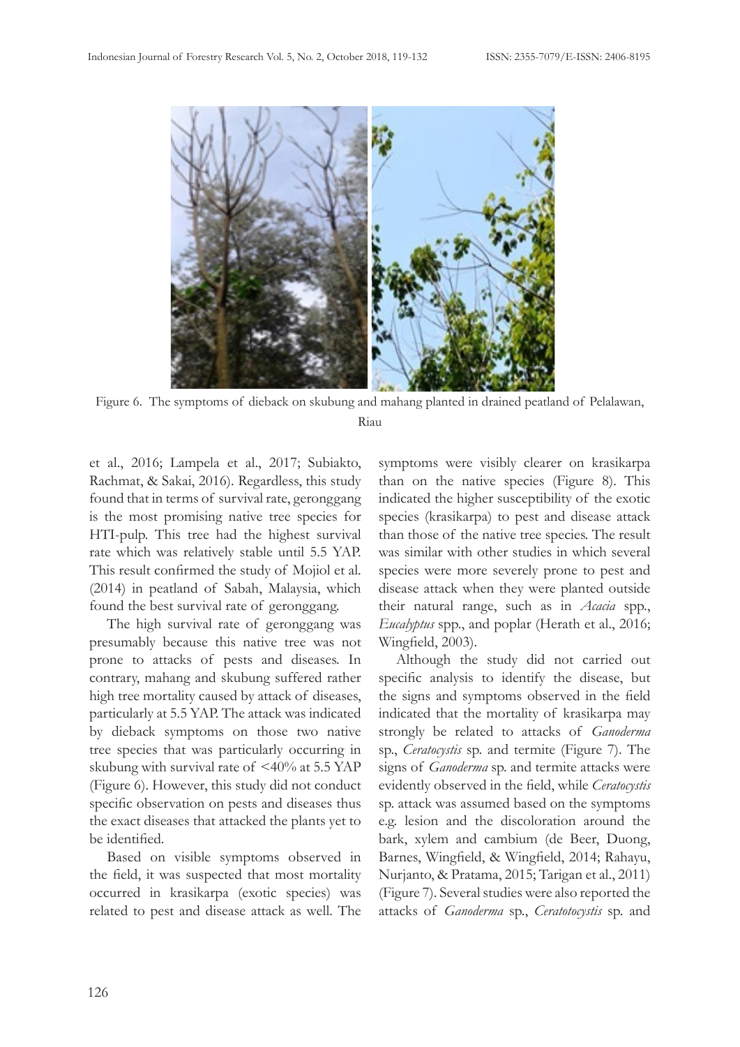Figure 6. The symptoms of dieback on skubung and mahang planted in drained peatland of Pelalawan, Riau

et al., 2016; Lampela et al., 2017; Subiakto, Rachmat, & Sakai, 2016). Regardless, this study found that in terms of survival rate, geronggang is the most promising native tree species for HTI-pulp. This tree had the highest survival rate which was relatively stable until 5.5 YAP. This result confirmed the study of Mojiol et al. (2014) in peatland of Sabah, Malaysia, which found the best survival rate of geronggang.

The high survival rate of geronggang was presumably because this native tree was not prone to attacks of pests and diseases. In contrary, mahang and skubung suffered rather high tree mortality caused by attack of diseases, particularly at 5.5 YAP. The attack was indicated by dieback symptoms on those two native tree species that was particularly occurring in skubung with survival rate of <40% at 5.5 YAP (Figure 6). However, this study did not conduct specific observation on pests and diseases thus the exact diseases that attacked the plants yet to be identified.

Based on visible symptoms observed in the field, it was suspected that most mortality occurred in krasikarpa (exotic species) was related to pest and disease attack as well. The symptoms were visibly clearer on krasikarpa than on the native species (Figure 8). This indicated the higher susceptibility of the exotic species (krasikarpa) to pest and disease attack than those of the native tree species. The result was similar with other studies in which several species were more severely prone to pest and disease attack when they were planted outside their natural range, such as in *Acacia* spp., *Eucalyptus* spp., and poplar (Herath et al., 2016; Wingfield, 2003).

Although the study did not carried out specific analysis to identify the disease, but the signs and symptoms observed in the field indicated that the mortality of krasikarpa may strongly be related to attacks of *Ganoderma* sp., *Ceratocystis* sp. and termite (Figure 7). The signs of *Ganoderma* sp. and termite attacks were evidently observed in the field, while *Ceratocystis* sp. attack was assumed based on the symptoms e.g. lesion and the discoloration around the bark, xylem and cambium (de Beer, Duong, Barnes, Wingfield, & Wingfield, 2014; Rahayu, Nurjanto, & Pratama, 2015; Tarigan et al., 2011) (Figure 7). Several studies were also reported the attacks of *Ganoderma* sp., *Ceratotocystis* sp. and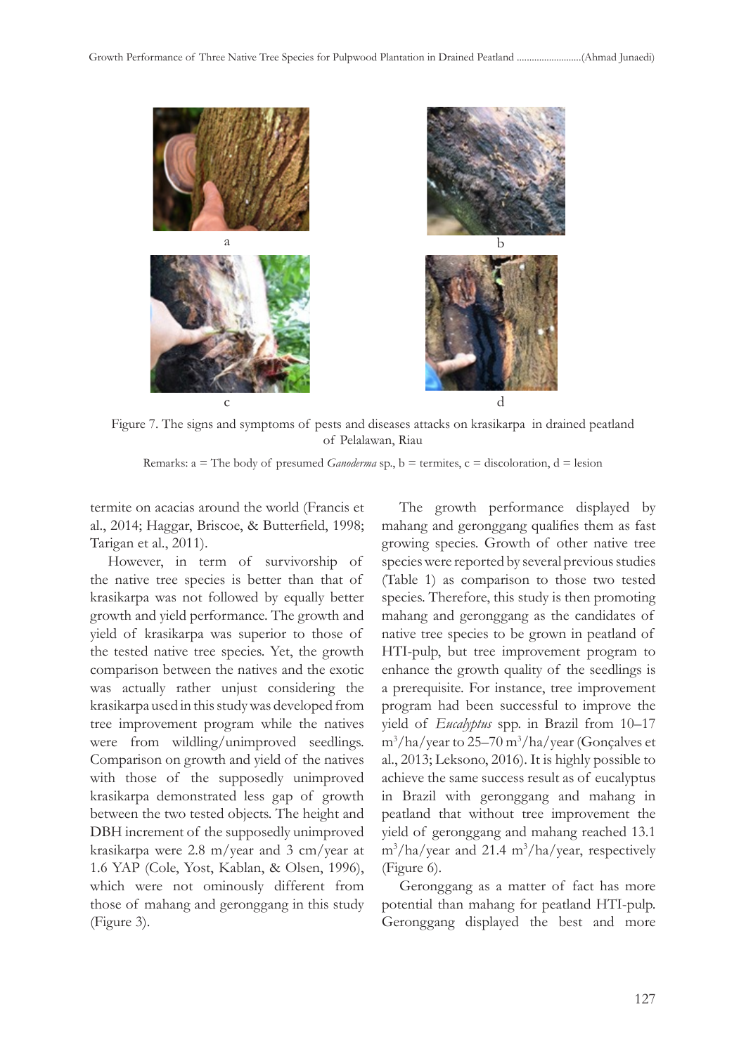a

b

c

d

Figure 7. The signs and symptoms of pests and diseases attacks on krasikarpa in drained peatland of Pelalawan, Riau

Remarks: a = The body of presumed *Ganoderma* sp., b = termites, c = discoloration, d = lesion

termite on acacias around the world (Francis et al., 2014; Haggar, Briscoe, & Butterfield, 1998; Tarigan et al., 2011).

However, in term of survivorship of the native tree species is better than that of krasikarpa was not followed by equally better growth and yield performance. The growth and yield of krasikarpa was superior to those of the tested native tree species. Yet, the growth comparison between the natives and the exotic was actually rather unjust considering the krasikarpa used in this study was developed from tree improvement program while the natives were from wildling/unimproved seedlings. Comparison on growth and yield of the natives with those of the supposedly unimproved krasikarpa demonstrated less gap of growth between the two tested objects. The height and DBH increment of the supposedly unimproved krasikarpa were 2.8 m/year and 3 cm/year at 1.6 YAP (Cole, Yost, Kablan, & Olsen, 1996), which were not ominously different from those of mahang and geronggang in this study (Figure 3).

The growth performance displayed by mahang and geronggang qualifies them as fast growing species. Growth of other native tree species were reported by several previous studies (Table 1) as comparison to those two tested species. Therefore, this study is then promoting mahang and geronggang as the candidates of native tree species to be grown in peatland of HTI-pulp, but tree improvement program to enhance the growth quality of the seedlings is a prerequisite. For instance, tree improvement program had been successful to improve the yield of *Eucalyptus* spp. in Brazil from 10–17 $m^3$/ha/year to 25–70 $m^3$/ha/year (Gonçalves et al., 2013; Leksono, 2016). It is highly possible to achieve the same success result as of eucalyptus in Brazil with geronggang and mahang in peatland that without tree improvement the yield of geronggang and mahang reached 13.1 $m^3$/ha/year and 21.4 $m^3$/ha/year, respectively (Figure 6).

Geronggang as a matter of fact has more potential than mahang for peatland HTI-pulp. Geronggang displayed the best and more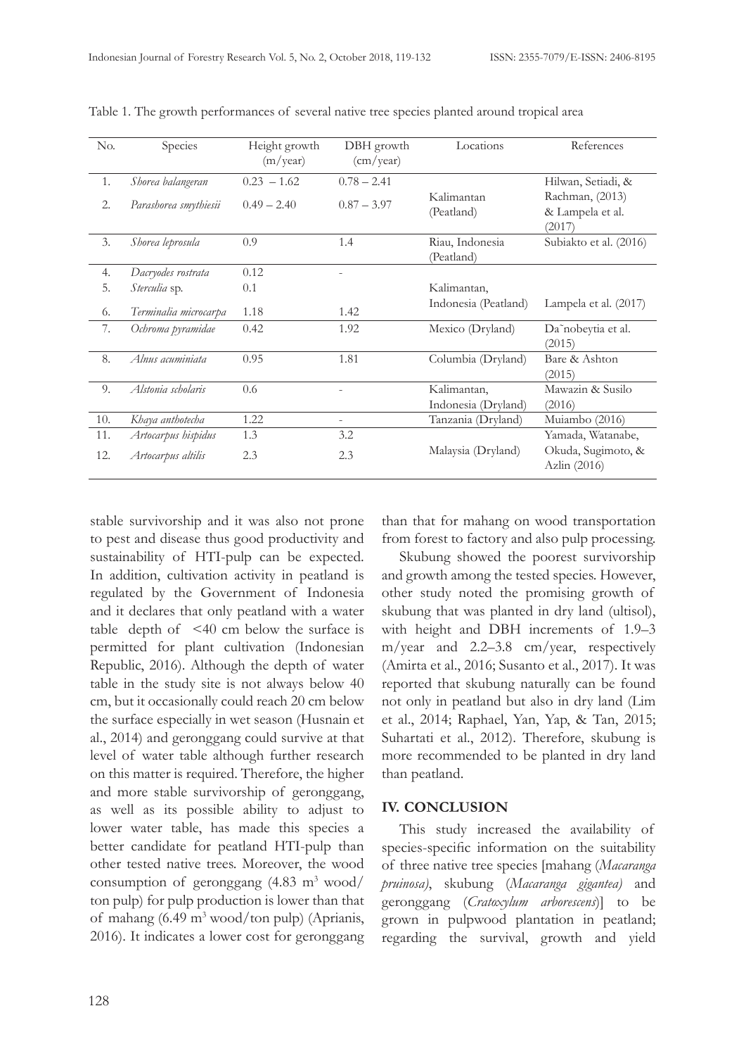Table 1. The growth performances of several native tree species planted around tropical area

| No. | Species | Height growth (m/year) | DBH growth (cm/year) | Locations | References |
|---|---|---|---|---|---|
| 1. | *Shorea balangeran* | 0.23 – 1.62 | 0.78 – 2.41 | Kalimantan (Peatland) | Hilwan, Setiadi, & Rachman, (2013) & Lampela et al. (2017) |
| 2. | *Parashorea smythiesii* | 0.49 – 2.40 | 0.87 – 3.97 | | |
| 3. | *Shorea leprosula* | 0.9 | 1.4 | Riau, Indonesia (Peatland) | Subiakto et al. (2016) |
| 4. | *Dacryodes rostrata* | 0.12 | - | Kalimantan, Indonesia (Peatland) | Lampela et al. (2017) |
| 5. | *Sterculia* sp. | 0.1 | | | |
| 6. | *Terminalia microcarpa* | 1.18 | 1.42 | | |
| 7. | *Ochroma pyramidae* | 0.42 | 1.92 | Mexico (Dryland) | Da˜nobeytia et al. (2015) |
| 8. | *Alnus acuminiata* | 0.95 | 1.81 | Columbia (Dryland) | Bare & Ashton (2015) |
| 9. | *Alstonia scholaris* | 0.6 | - | Kalimantan, Indonesia (Dryland) | Mawazin & Susilo (2016) |
| 10. | *Khaya anthotecha* | 1.22 | - | Tanzania (Dryland) | Muiambo (2016) |
| 11. | *Artocarpus hispidus* | 1.3 | 3.2 | Malaysia (Dryland) | Yamada, Watanabe, Okuda, Sugimoto, & Azlin (2016) |
| 12. | *Artocarpus altilis* | 2.3 | 2.3 | | |

stable survivorship and it was also not prone to pest and disease thus good productivity and sustainability of HTI-pulp can be expected. In addition, cultivation activity in peatland is regulated by the Government of Indonesia and it declares that only peatland with a water table depth of <40 cm below the surface is permitted for plant cultivation (Indonesian Republic, 2016). Although the depth of water table in the study site is not always below 40 cm, but it occasionally could reach 20 cm below the surface especially in wet season (Husnain et al., 2014) and geronggang could survive at that level of water table although further research on this matter is required. Therefore, the higher and more stable survivorship of geronggang, as well as its possible ability to adjust to lower water table, has made this species a better candidate for peatland HTI-pulp than other tested native trees. Moreover, the wood consumption of geronggang (4.83 $m^3$ wood/ton pulp) for pulp production is lower than that of mahang (6.49 $m^3$ wood/ton pulp) (Aprianis, 2016). It indicates a lower cost for geronggang than that for mahang on wood transportation from forest to factory and also pulp processing.

Skubung showed the poorest survivorship and growth among the tested species. However, other study noted the promising growth of skubung that was planted in dry land (ultisol), with height and DBH increments of 1.9–3 m/year and 2.2–3.8 cm/year, respectively (Amirta et al., 2016; Susanto et al., 2017). It was reported that skubung naturally can be found not only in peatland but also in dry land (Lim et al., 2014; Raphael, Yan, Yap, & Tan, 2015; Suhartati et al., 2012). Therefore, skubung is more recommended to be planted in dry land than peatland.

## IV. CONCLUSION

This study increased the availability of species-specific information on the suitability of three native tree species [mahang (*Macaranga pruinosa)*, skubung (*Macaranga gigantea)* and geronggang (*Cratoxylum arborescens*)] to be grown in pulpwood plantation in peatland; regarding the survival, growth and yield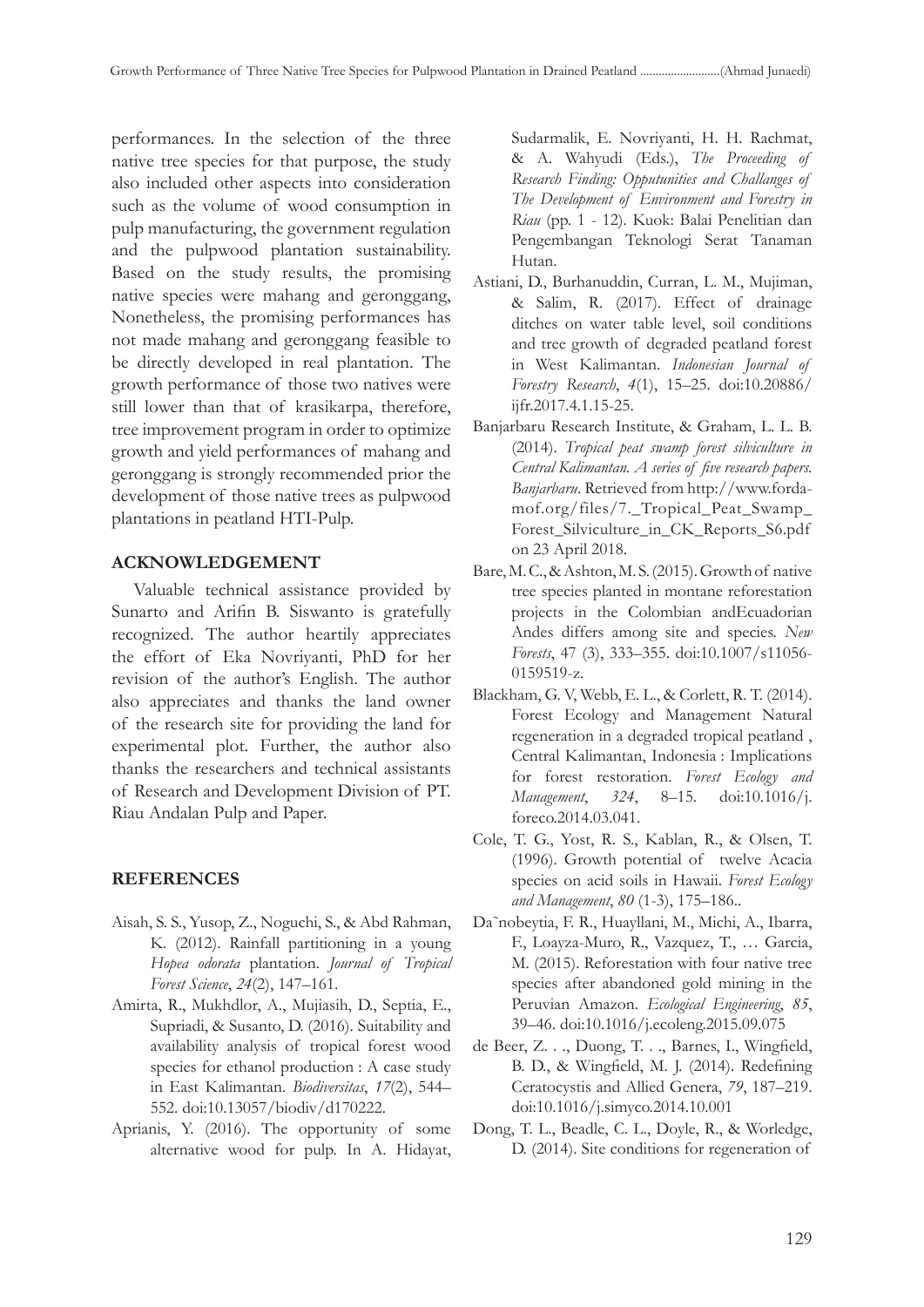performances. In the selection of the three native tree species for that purpose, the study also included other aspects into consideration such as the volume of wood consumption in pulp manufacturing, the government regulation and the pulpwood plantation sustainability. Based on the study results, the promising native species were mahang and geronggang, Nonetheless, the promising performances has not made mahang and geronggang feasible to be directly developed in real plantation. The growth performance of those two natives were still lower than that of krasikarpa, therefore, tree improvement program in order to optimize growth and yield performances of mahang and geronggang is strongly recommended prior the development of those native trees as pulpwood plantations in peatland HTI-Pulp.

## ACKNOWLEDGEMENT

Valuable technical assistance provided by Sunarto and Arifin B. Siswanto is gratefully recognized. The author heartily appreciates the effort of Eka Novriyanti, PhD for her revision of the author's English. The author also appreciates and thanks the land owner of the research site for providing the land for experimental plot. Further, the author also thanks the researchers and technical assistants of Research and Development Division of PT. Riau Andalan Pulp and Paper.

## REFERENCES

Aisah, S. S., Yusop, Z., Noguchi, S., & Abd Rahman, K. (2012). Rainfall partitioning in a young *Hopea odorata* plantation. *Journal of Tropical Forest Science*, *24*(2), 147–161.

Amirta, R., Mukhdlor, A., Mujiasih, D., Septia, E., Supriadi, & Susanto, D. (2016). Suitability and availability analysis of tropical forest wood species for ethanol production : A case study in East Kalimantan. *Biodiversitas*, *17*(2), 544–552. doi:10.13057/biodiv/d170222.

Aprianis, Y. (2016). The opportunity of some alternative wood for pulp. In A. Hidayat, Sudarmalik, E. Novriyanti, H. H. Rachmat, & A. Wahyudi (Eds.), *The Proceeding of Research Finding: Opputunities and Challanges of The Development of Environment and Forestry in Riau* (pp. 1 - 12). Kuok: Balai Penelitian dan Pengembangan Teknologi Serat Tanaman Hutan.

Astiani, D., Burhanuddin, Curran, L. M., Mujiman, & Salim, R. (2017). Effect of drainage ditches on water table level, soil conditions and tree growth of degraded peatland forest in West Kalimantan. *Indonesian Journal of Forestry Research*, *4*(1), 15–25. doi:10.20886/ijfr.2017.4.1.15-25.

Banjarbaru Research Institute, & Graham, L. L. B. (2014). *Tropical peat swamp forest silviculture in Central Kalimantan. A series of five research papers. Banjarbaru*. Retrieved from http://www.forda-mof.org/files/7._Tropical_Peat_Swamp_Forest_Silviculture_in_CK_Reports_S6.pdf on 23 April 2018.

Bare, M. C., & Ashton, M. S. (2015). Growth of native tree species planted in montane reforestation projects in the Colombian andEcuadorian Andes differs among site and species. *New Forests*, 47 (3), 333–355. doi:10.1007/s11056-0159519-z.

Blackham, G. V, Webb, E. L., & Corlett, R. T. (2014). Forest Ecology and Management Natural regeneration in a degraded tropical peatland , Central Kalimantan, Indonesia : Implications for forest restoration. *Forest Ecology and Management*, *324*, 8–15. doi:10.1016/j.foreco.2014.03.041.

Cole, T. G., Yost, R. S., Kablan, R., & Olsen, T. (1996). Growth potential of twelve Acacia species on acid soils in Hawaii. *Forest Ecology and Management*, *80* (1-3), 175–186..

Da˜nobeytia, F. R., Huayllani, M., Michi, A., Ibarra, F., Loayza-Muro, R., Vazquez, T., … Garcia, M. (2015). Reforestation with four native tree species after abandoned gold mining in the Peruvian Amazon. *Ecological Engineering*, *85*, 39–46. doi:10.1016/j.ecoleng.2015.09.075

de Beer, Z. . ., Duong, T. . ., Barnes, I., Wingfield, B. D., & Wingfield, M. J. (2014). Redefining Ceratocystis and Allied Genera, *79*, 187–219. doi:10.1016/j.simyco.2014.10.001

Dong, T. L., Beadle, C. L., Doyle, R., & Worledge, D. (2014). Site conditions for regeneration of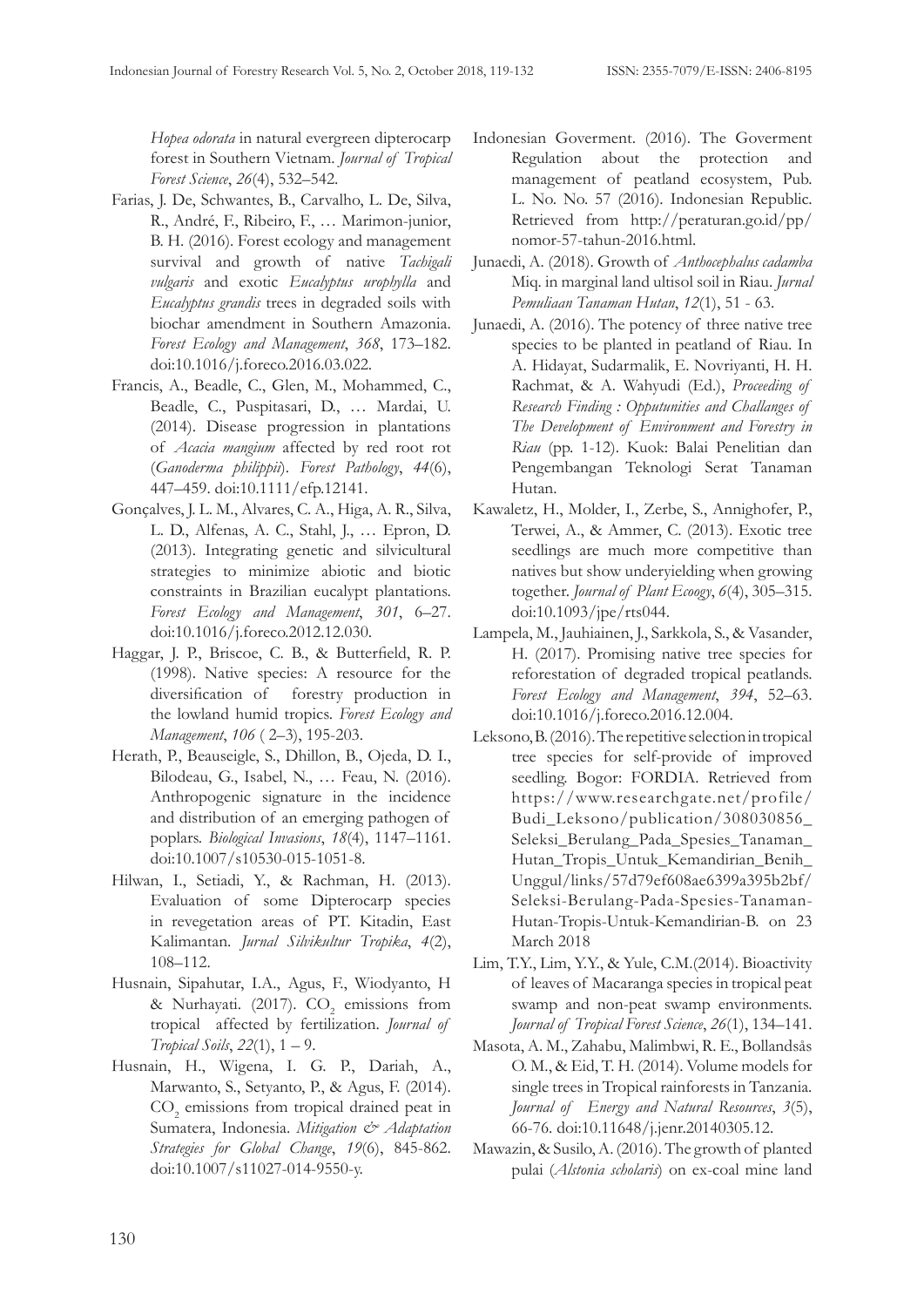*Hopea odorata* in natural evergreen dipterocarp forest in Southern Vietnam. *Journal of Tropical Forest Science*, *26*(4), 532–542.

Farias, J. De, Schwantes, B., Carvalho, L. De, Silva, R., André, F., Ribeiro, F., … Marimon-junior, B. H. (2016). Forest ecology and management survival and growth of native *Tachigali vulgaris* and exotic *Eucalyptus urophylla* and *Eucalyptus grandis* trees in degraded soils with biochar amendment in Southern Amazonia. *Forest Ecology and Management*, *368*, 173–182. doi:10.1016/j.foreco.2016.03.022.

Francis, A., Beadle, C., Glen, M., Mohammed, C., Beadle, C., Puspitasari, D., … Mardai, U. (2014). Disease progression in plantations of *Acacia mangium* affected by red root rot (*Ganoderma philippii*). *Forest Pathology*, *44*(6), 447–459. doi:10.1111/efp.12141.

Gonçalves, J. L. M., Alvares, C. A., Higa, A. R., Silva, L. D., Alfenas, A. C., Stahl, J., … Epron, D. (2013). Integrating genetic and silvicultural strategies to minimize abiotic and biotic constraints in Brazilian eucalypt plantations. *Forest Ecology and Management*, *301*, 6–27. doi:10.1016/j.foreco.2012.12.030.

Haggar, J. P., Briscoe, C. B., & Butterfield, R. P. (1998). Native species: A resource for the diversification of forestry production in the lowland humid tropics. *Forest Ecology and Management*, *106* ( 2–3), 195-203.

Herath, P., Beauseigle, S., Dhillon, B., Ojeda, D. I., Bilodeau, G., Isabel, N., … Feau, N. (2016). Anthropogenic signature in the incidence and distribution of an emerging pathogen of poplars. *Biological Invasions*, *18*(4), 1147–1161. doi:10.1007/s10530-015-1051-8.

Hilwan, I., Setiadi, Y., & Rachman, H. (2013). Evaluation of some Dipterocarp species in revegetation areas of PT. Kitadin, East Kalimantan. *Jurnal Silvikultur Tropika*, *4*(2), 108–112.

Husnain, Sipahutar, I.A., Agus, F., Wiodyanto, H & Nurhayati. (2017). $CO_2$ emissions from tropical affected by fertilization. *Journal of Tropical Soils*, *22*(1), 1 – 9.

Husnain, H., Wigena, I. G. P., Dariah, A., Marwanto, S., Setyanto, P., & Agus, F. (2014). $CO_2$ emissions from tropical drained peat in Sumatera, Indonesia. *Mitigation & Adaptation Strategies for Global Change*, *19*(6), 845-862. doi:10.1007/s11027-014-9550-y.

Indonesian Goverment. (2016). The Goverment Regulation about the protection and management of peatland ecosystem, Pub. L. No. No. 57 (2016). Indonesian Republic. Retrieved from http://peraturan.go.id/pp/nomor-57-tahun-2016.html.

Junaedi, A. (2018). Growth of *Anthocephalus cadamba* Miq. in marginal land ultisol soil in Riau. *Jurnal Pemuliaan Tanaman Hutan*, *12*(1), 51 - 63.

Junaedi, A. (2016). The potency of three native tree species to be planted in peatland of Riau. In A. Hidayat, Sudarmalik, E. Novriyanti, H. H. Rachmat, & A. Wahyudi (Ed.), *Proceeding of Research Finding : Opputunities and Challanges of The Development of Environment and Forestry in Riau* (pp. 1-12). Kuok: Balai Penelitian dan Pengembangan Teknologi Serat Tanaman Hutan.

Kawaletz, H., Molder, I., Zerbe, S., Annighofer, P., Terwei, A., & Ammer, C. (2013). Exotic tree seedlings are much more competitive than natives but show underyielding when growing together. *Journal of Plant Ecoogy*, *6*(4), 305–315. doi:10.1093/jpe/rts044.

Lampela, M., Jauhiainen, J., Sarkkola, S., & Vasander, H. (2017). Promising native tree species for reforestation of degraded tropical peatlands. *Forest Ecology and Management*, *394*, 52–63. doi:10.1016/j.foreco.2016.12.004.

Leksono, B. (2016). The repetitive selection in tropical tree species for self-provide of improved seedling. Bogor: FORDIA. Retrieved from https://www.researchgate.net/profile/Budi_Leksono/publication/308030856_Seleksi_Berulang_Pada_Spesies_Tanaman_Hutan_Tropis_Untuk_Kemandirian_Benih_Unggul/links/57d79ef608ae6399a395b2bf/Seleksi-Berulang-Pada-Spesies-Tanaman-Hutan-Tropis-Untuk-Kemandirian-B. on 23 March 2018

Lim, T.Y., Lim, Y.Y., & Yule, C.M.(2014). Bioactivity of leaves of Macaranga species in tropical peat swamp and non-peat swamp environments. *Journal of Tropical Forest Science*, *26*(1), 134–141.

Masota, A. M., Zahabu, Malimbwi, R. E., Bollandsås O. M., & Eid, T. H. (2014). Volume models for single trees in Tropical rainforests in Tanzania. *Journal of Energy and Natural Resources*, *3*(5), 66-76. doi:10.11648/j.jenr.20140305.12.

Mawazin, & Susilo, A. (2016). The growth of planted pulai (*Alstonia scholaris*) on ex-coal mine land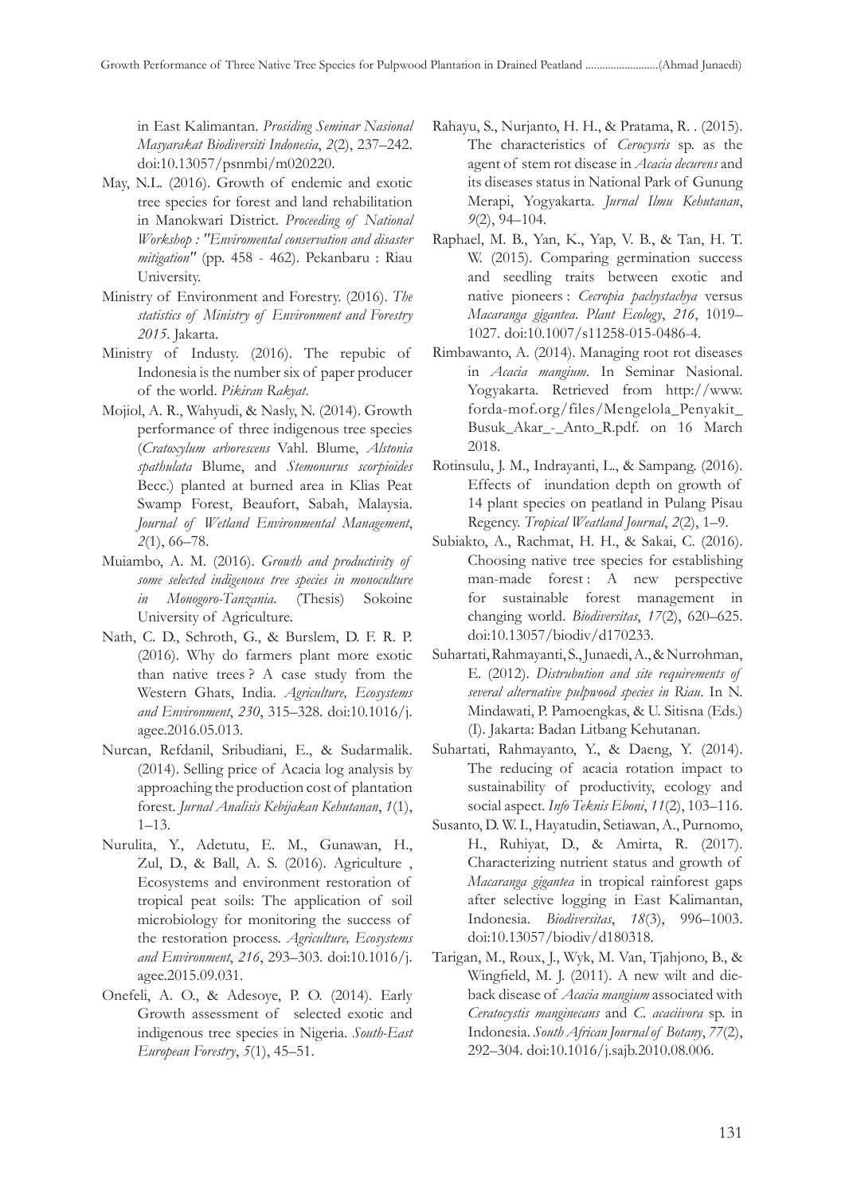in East Kalimantan. *Prosiding Seminar Nasional Masyarakat Biodiversiti Indonesia*, *2*(2), 237–242. doi:10.13057/psnmbi/m020220.

May, N.L. (2016). Growth of endemic and exotic tree species for forest and land rehabilitation in Manokwari District. *Proceeding of National Workshop : "Enviromental conservation and disaster mitigation"* (pp. 458 - 462). Pekanbaru : Riau University.

Ministry of Environment and Forestry. (2016). *The statistics of Ministry of Environment and Forestry 2015*. Jakarta.

Ministry of Industy. (2016). The repubic of Indonesia is the number six of paper producer of the world. *Pikiran Rakyat*.

Mojiol, A. R., Wahyudi, & Nasly, N. (2014). Growth performance of three indigenous tree species (*Cratoxylum arborescens* Vahl. Blume, *Alstonia spathulata* Blume, and *Stemonurus scorpioides* Becc.) planted at burned area in Klias Peat Swamp Forest, Beaufort, Sabah, Malaysia. *Journal of Wetland Environmental Management*, *2*(1), 66–78.

Muiambo, A. M. (2016). *Growth and productivity of some selected indigenous tree species in monoculture in Monogoro-Tanzania*. (Thesis) Sokoine University of Agriculture.

Nath, C. D., Schroth, G., & Burslem, D. F. R. P. (2016). Why do farmers plant more exotic than native trees ? A case study from the Western Ghats, India. *Agriculture, Ecosystems and Environment*, *230*, 315–328. doi:10.1016/j.agee.2016.05.013.

Nurcan, Refdanil, Sribudiani, E., & Sudarmalik. (2014). Selling price of Acacia log analysis by approaching the production cost of plantation forest. *Jurnal Analisis Kebijakan Kehutanan*, *1*(1), 1–13.

Nurulita, Y., Adetutu, E. M., Gunawan, H., Zul, D., & Ball, A. S. (2016). Agriculture , Ecosystems and environment restoration of tropical peat soils: The application of soil microbiology for monitoring the success of the restoration process. *Agriculture, Ecosystems and Environment*, *216*, 293–303. doi:10.1016/j.agee.2015.09.031.

Onefeli, A. O., & Adesoye, P. O. (2014). Early Growth assessment of selected exotic and indigenous tree species in Nigeria. *South-East European Forestry*, *5*(1), 45–51.

Rahayu, S., Nurjanto, H. H., & Pratama, R. . (2015). The characteristics of *Cerocysris* sp. as the agent of stem rot disease in *Acacia decurens* and its diseases status in National Park of Gunung Merapi, Yogyakarta. *Jurnal Ilmu Kehutanan*, *9*(2), 94–104.

Raphael, M. B., Yan, K., Yap, V. B., & Tan, H. T. W. (2015). Comparing germination success and seedling traits between exotic and native pioneers : *Cecropia pachystachya* versus *Macaranga gigantea*. *Plant Ecology*, *216*, 1019–1027. doi:10.1007/s11258-015-0486-4.

Rimbawanto, A. (2014). Managing root rot diseases in *Acacia mangium*. In Seminar Nasional. Yogyakarta. Retrieved from http://www.forda-mof.org/files/Mengelola_Penyakit_Busuk_Akar_-_Anto_R.pdf. on 16 March 2018.

Rotinsulu, J. M., Indrayanti, L., & Sampang. (2016). Effects of inundation depth on growth of 14 plant species on peatland in Pulang Pisau Regency. *Tropical Weatland Journal*, *2*(2), 1–9.

Subiakto, A., Rachmat, H. H., & Sakai, C. (2016). Choosing native tree species for establishing man-made forest : A new perspective for sustainable forest management in changing world. *Biodiversitas*, *17*(2), 620–625. doi:10.13057/biodiv/d170233.

Suhartati, Rahmayanti, S., Junaedi, A., & Nurrohman, E. (2012). *Distrubution and site requirements of several alternative pulpwood species in Riau*. In N. Mindawati, P. Pamoengkas, & U. Sitisna (Eds.) (I). Jakarta: Badan Litbang Kehutanan.

Suhartati, Rahmayanto, Y., & Daeng, Y. (2014). The reducing of acacia rotation impact to sustainability of productivity, ecology and social aspect. *Info Teknis Eboni*, *11*(2), 103–116.

Susanto, D. W. I., Hayatudin, Setiawan, A., Purnomo, H., Ruhiyat, D., & Amirta, R. (2017). Characterizing nutrient status and growth of *Macaranga gigantea* in tropical rainforest gaps after selective logging in East Kalimantan, Indonesia. *Biodiversitas*, *18*(3), 996–1003. doi:10.13057/biodiv/d180318.

Tarigan, M., Roux, J., Wyk, M. Van, Tjahjono, B., & Wingfield, M. J. (2011). A new wilt and die-back disease of *Acacia mangium* associated with *Ceratocystis manginecans* and *C. acaciivora* sp. in Indonesia. *South African Journal of Botany*, *77*(2), 292–304. doi:10.1016/j.sajb.2010.08.006.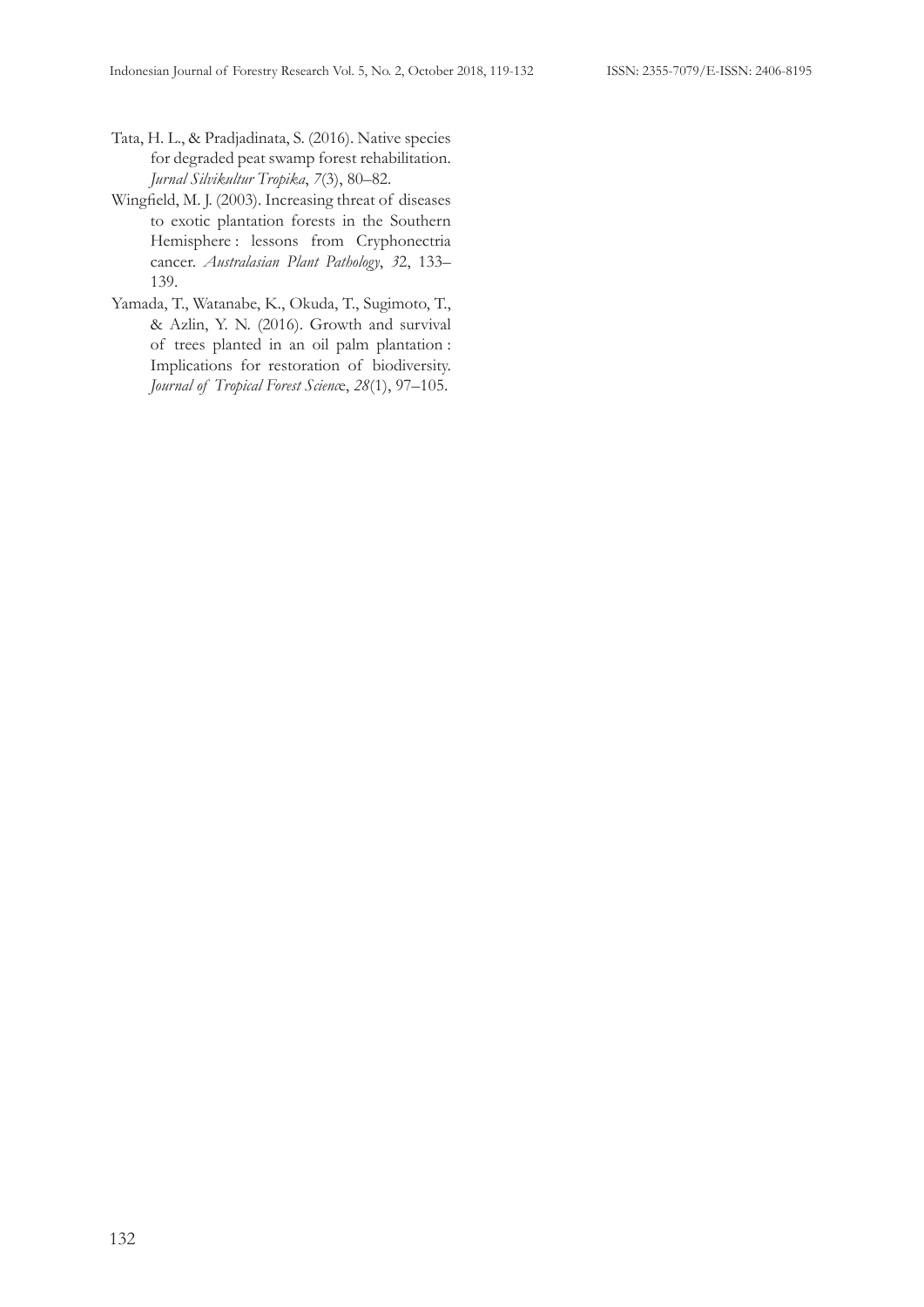Tata, H. L., & Pradjadinata, S. (2016). Native species for degraded peat swamp forest rehabilitation. *Jurnal Silvikultur Tropika*, *7*(3), 80–82.

Wingfield, M. J. (2003). Increasing threat of diseases to exotic plantation forests in the Southern Hemisphere : lessons from Cryphonectria cancer. *Australasian Plant Pathology*, *32*, 133–139.

Yamada, T., Watanabe, K., Okuda, T., Sugimoto, T., & Azlin, Y. N. (2016). Growth and survival of trees planted in an oil palm plantation : Implications for restoration of biodiversity. *Journal of Tropical Forest Science*, *28*(1), 97–105.